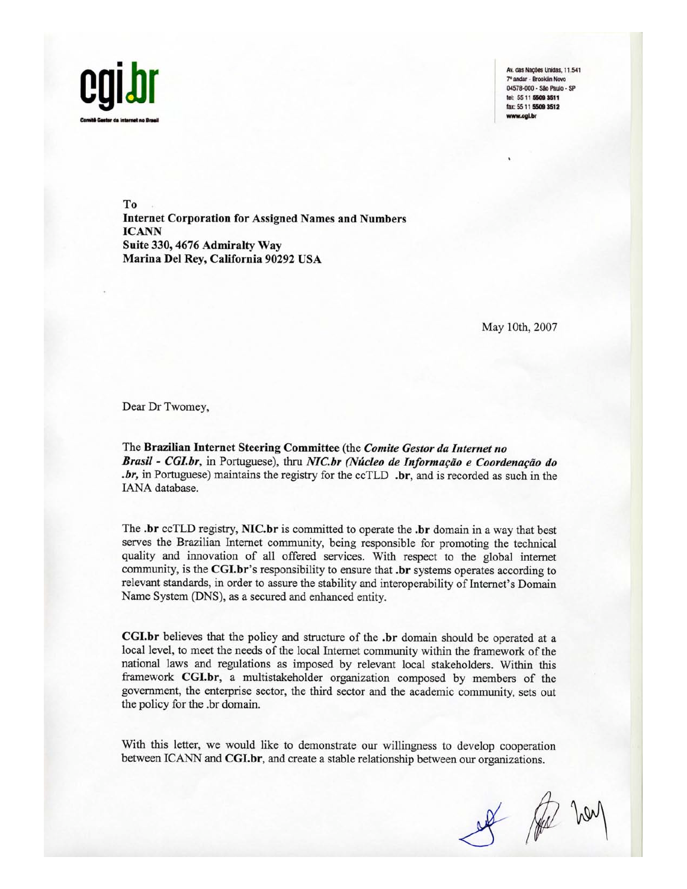**cgi.br**

Comitê Gestor da Internet no Brasil

Av. das Nações Unidas, 11.541
7º andar - Brooklin Novo
04578-000 - São Paulo - SP
tel: 55 11 5509 3511
fax: 55 11 5509 3512
www.cgi.br

To
**Internet Corporation for Assigned Names and Numbers**
**ICANN**
**Suite 330, 4676 Admiralty Way**
**Marina Del Rey, California 90292 USA**

May 10th, 2007

Dear Dr Twomey,

The **Brazilian Internet Steering Committee** (the ***Comite Gestor da Internet no Brasil - CGI.br***, in Portuguese), thru ***NIC.br (Núcleo de Informação e Coordenação do .br***, in Portuguese) maintains the registry for the ccTLD **.br**, and is recorded as such in the IANA database.

The **.br** ccTLD registry, **NIC.br** is committed to operate the **.br** domain in a way that best serves the Brazilian Internet community, being responsible for promoting the technical quality and innovation of all offered services. With respect to the global internet community, is the **CGI.br**'s responsibility to ensure that **.br** systems operates according to relevant standards, in order to assure the stability and interoperability of Internet's Domain Name System (DNS), as a secured and enhanced entity.

**CGI.br** believes that the policy and structure of the **.br** domain should be operated at a local level, to meet the needs of the local Internet community within the framework of the national laws and regulations as imposed by relevant local stakeholders. Within this framework **CGI.br**, a multistakeholder organization composed by members of the government, the enterprise sector, the third sector and the academic community, sets out the policy for the .br domain.

With this letter, we would like to demonstrate our willingness to develop cooperation between ICANN and **CGI.br**, and create a stable relationship between our organizations.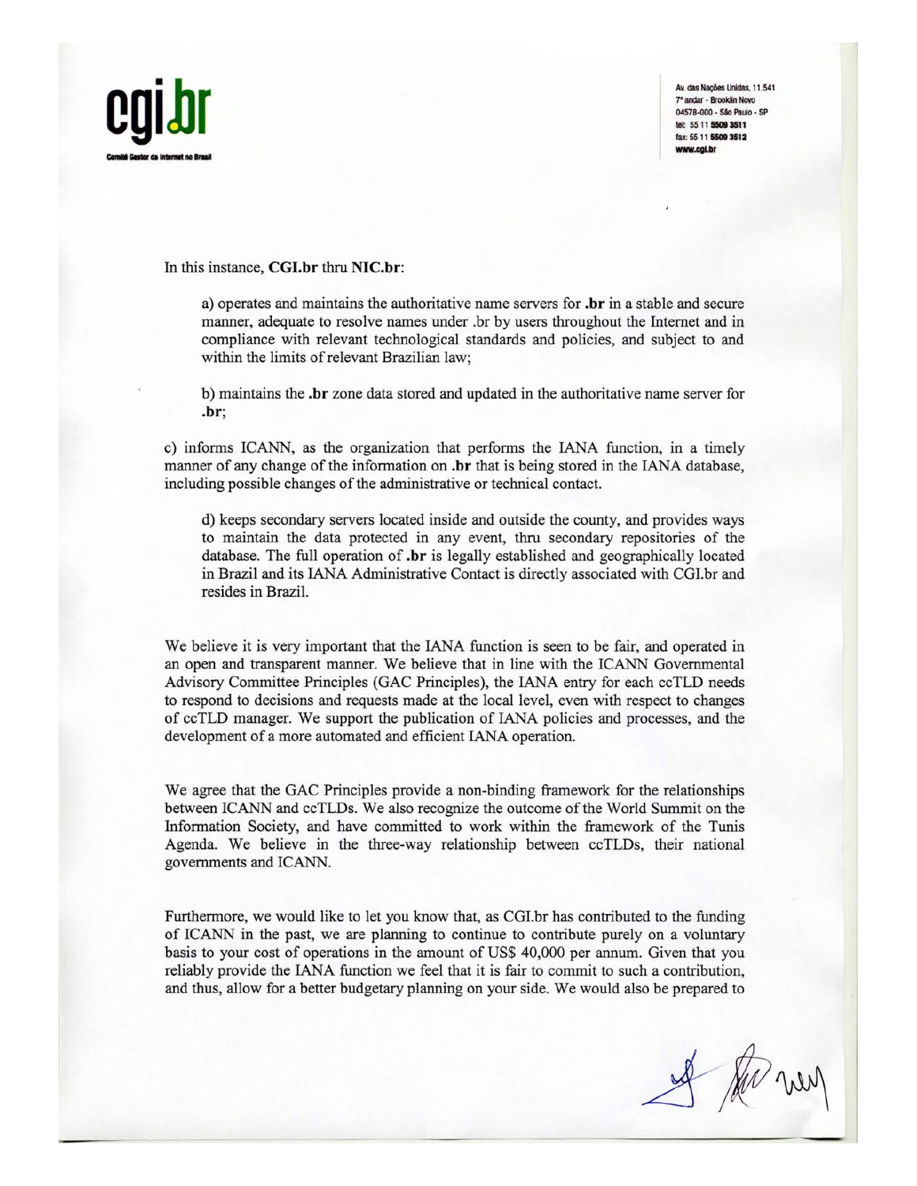In this instance, **CGI.br** thru **NIC.br**:

a) operates and maintains the authoritative name servers for **.br** in a stable and secure manner, adequate to resolve names under .br by users throughout the Internet and in compliance with relevant technological standards and policies, and subject to and within the limits of relevant Brazilian law;

b) maintains the **.br** zone data stored and updated in the authoritative name server for **.br**;

c) informs ICANN, as the organization that performs the IANA function, in a timely manner of any change of the information on **.br** that is being stored in the IANA database, including possible changes of the administrative or technical contact.

d) keeps secondary servers located inside and outside the county, and provides ways to maintain the data protected in any event, thru secondary repositories of the database. The full operation of **.br** is legally established and geographically located in Brazil and its IANA Administrative Contact is directly associated with CGI.br and resides in Brazil.

We believe it is very important that the IANA function is seen to be fair, and operated in an open and transparent manner. We believe that in line with the ICANN Governmental Advisory Committee Principles (GAC Principles), the IANA entry for each ccTLD needs to respond to decisions and requests made at the local level, even with respect to changes of ccTLD manager. We support the publication of IANA policies and processes, and the development of a more automated and efficient IANA operation.

We agree that the GAC Principles provide a non-binding framework for the relationships between ICANN and ccTLDs. We also recognize the outcome of the World Summit on the Information Society, and have committed to work within the framework of the Tunis Agenda. We believe in the three-way relationship between ccTLDs, their national governments and ICANN.

Furthermore, we would like to let you know that, as CGI.br has contributed to the funding of ICANN in the past, we are planning to continue to contribute purely on a voluntary basis to your cost of operations in the amount of US$ 40,000 per annum. Given that you reliably provide the IANA function we feel that it is fair to commit to such a contribution, and thus, allow for a better budgetary planning on your side. We would also be prepared to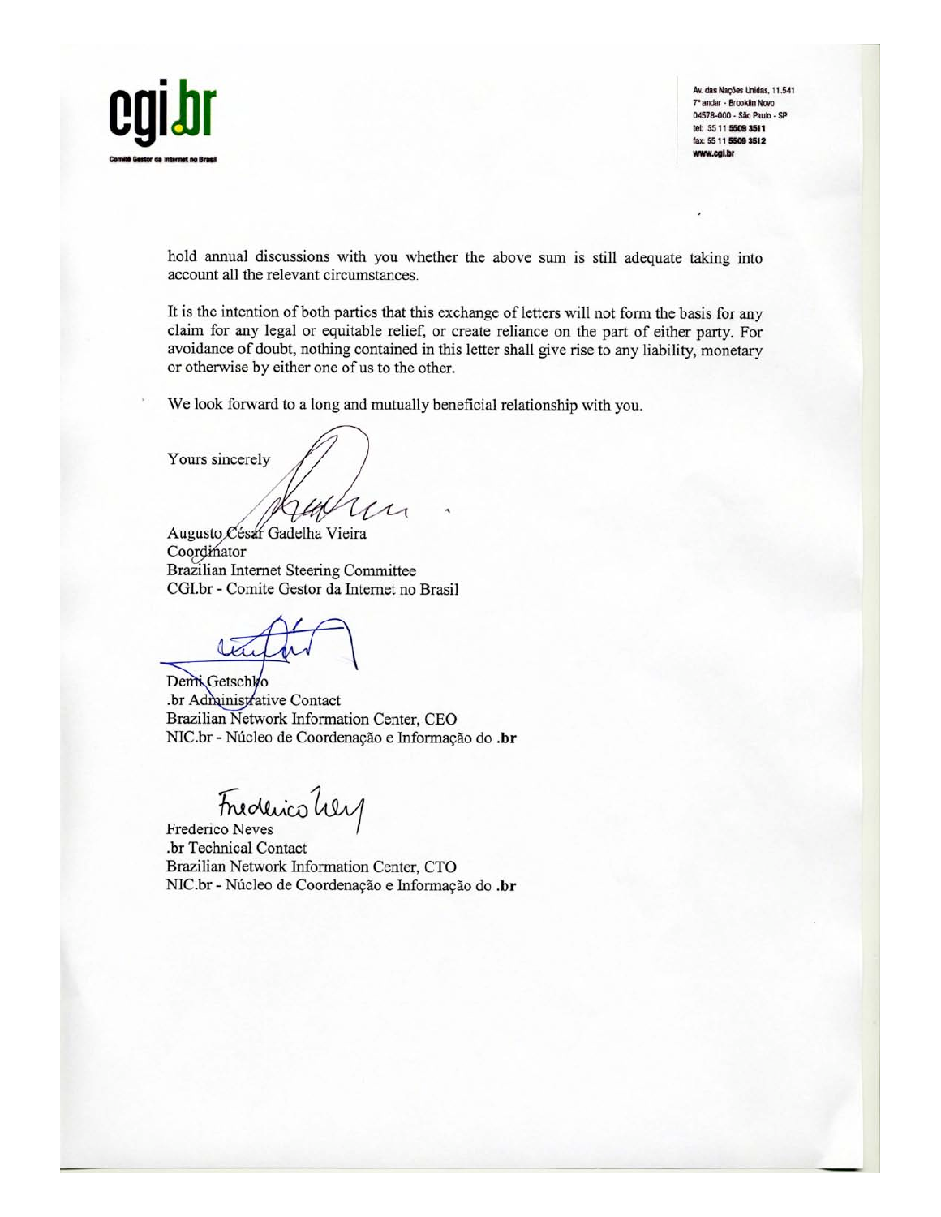hold annual discussions with you whether the above sum is still adequate taking into account all the relevant circumstances.

It is the intention of both parties that this exchange of letters will not form the basis for any claim for any legal or equitable relief, or create reliance on the part of either party. For avoidance of doubt, nothing contained in this letter shall give rise to any liability, monetary or otherwise by either one of us to the other.

We look forward to a long and mutually beneficial relationship with you.

Yours sincerely

Augusto César Gadelha Vieira
Coordinator
Brazilian Internet Steering Committee
CGI.br - Comite Gestor da Internet no Brasil

Demi Getschko
.br Administrative Contact
Brazilian Network Information Center, CEO
NIC.br - Núcleo de Coordenação e Informação do **.br**

Frederico Neves
.br Technical Contact
Brazilian Network Information Center, CTO
NIC.br - Núcleo de Coordenação e Informação do **.br**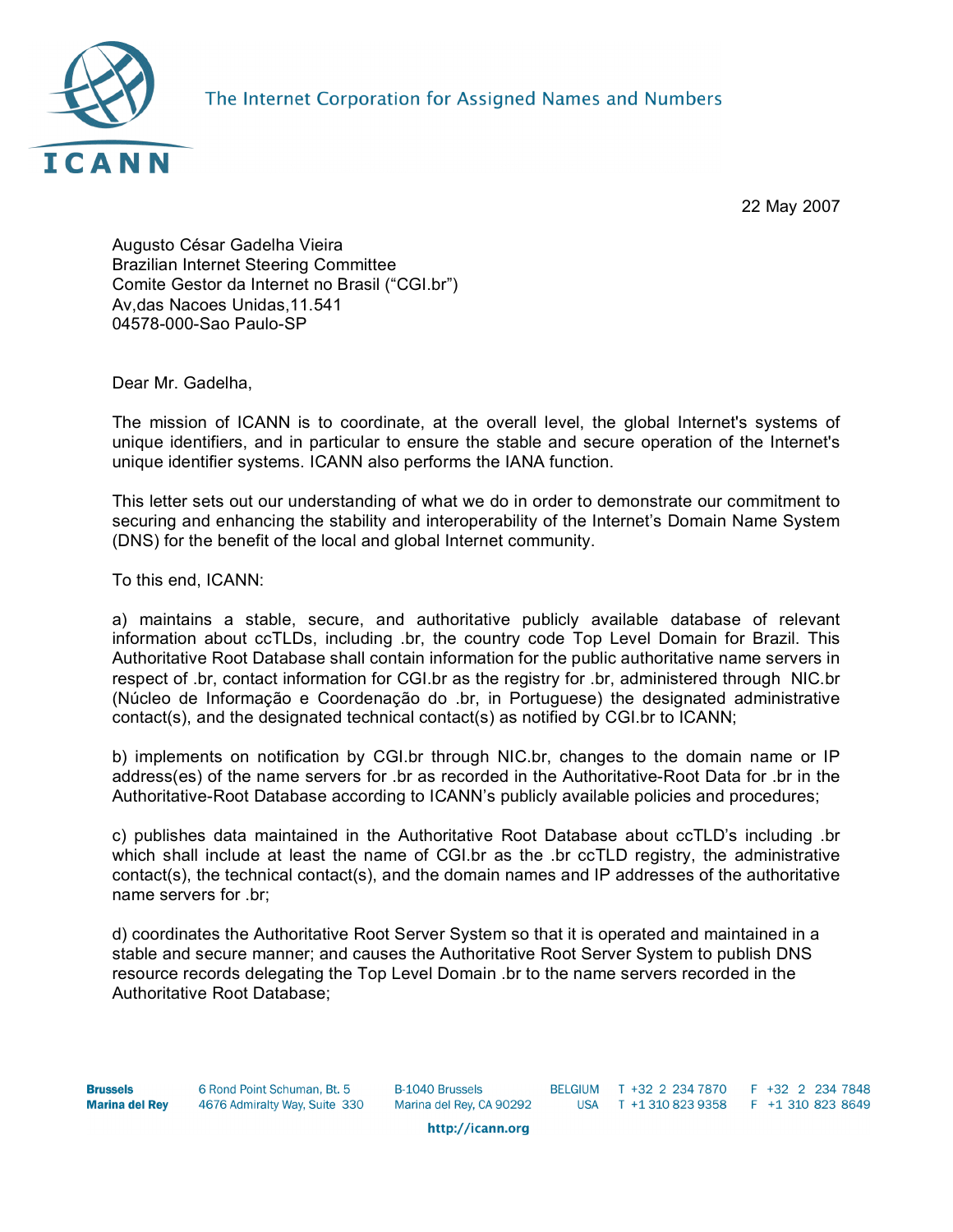22 May 2007

Augusto César Gadelha Vieira
Brazilian Internet Steering Committee
Comite Gestor da Internet no Brasil ("CGI.br")
Av,das Nacoes Unidas,11.541
04578-000-Sao Paulo-SP

Dear Mr. Gadelha,

The mission of ICANN is to coordinate, at the overall level, the global Internet's systems of unique identifiers, and in particular to ensure the stable and secure operation of the Internet's unique identifier systems. ICANN also performs the IANA function.

This letter sets out our understanding of what we do in order to demonstrate our commitment to securing and enhancing the stability and interoperability of the Internet's Domain Name System (DNS) for the benefit of the local and global Internet community.

To this end, ICANN:

a) maintains a stable, secure, and authoritative publicly available database of relevant information about ccTLDs, including .br, the country code Top Level Domain for Brazil. This Authoritative Root Database shall contain information for the public authoritative name servers in respect of .br, contact information for CGI.br as the registry for .br, administered through NIC.br (Núcleo de Informação e Coordenação do .br, in Portuguese) the designated administrative contact(s), and the designated technical contact(s) as notified by CGI.br to ICANN;

b) implements on notification by CGI.br through NIC.br, changes to the domain name or IP address(es) of the name servers for .br as recorded in the Authoritative-Root Data for .br in the Authoritative-Root Database according to ICANN's publicly available policies and procedures;

c) publishes data maintained in the Authoritative Root Database about ccTLD's including .br which shall include at least the name of CGI.br as the .br ccTLD registry, the administrative contact(s), the technical contact(s), and the domain names and IP addresses of the authoritative name servers for .br;

d) coordinates the Authoritative Root Server System so that it is operated and maintained in a stable and secure manner; and causes the Authoritative Root Server System to publish DNS resource records delegating the Top Level Domain .br to the name servers recorded in the Authoritative Root Database;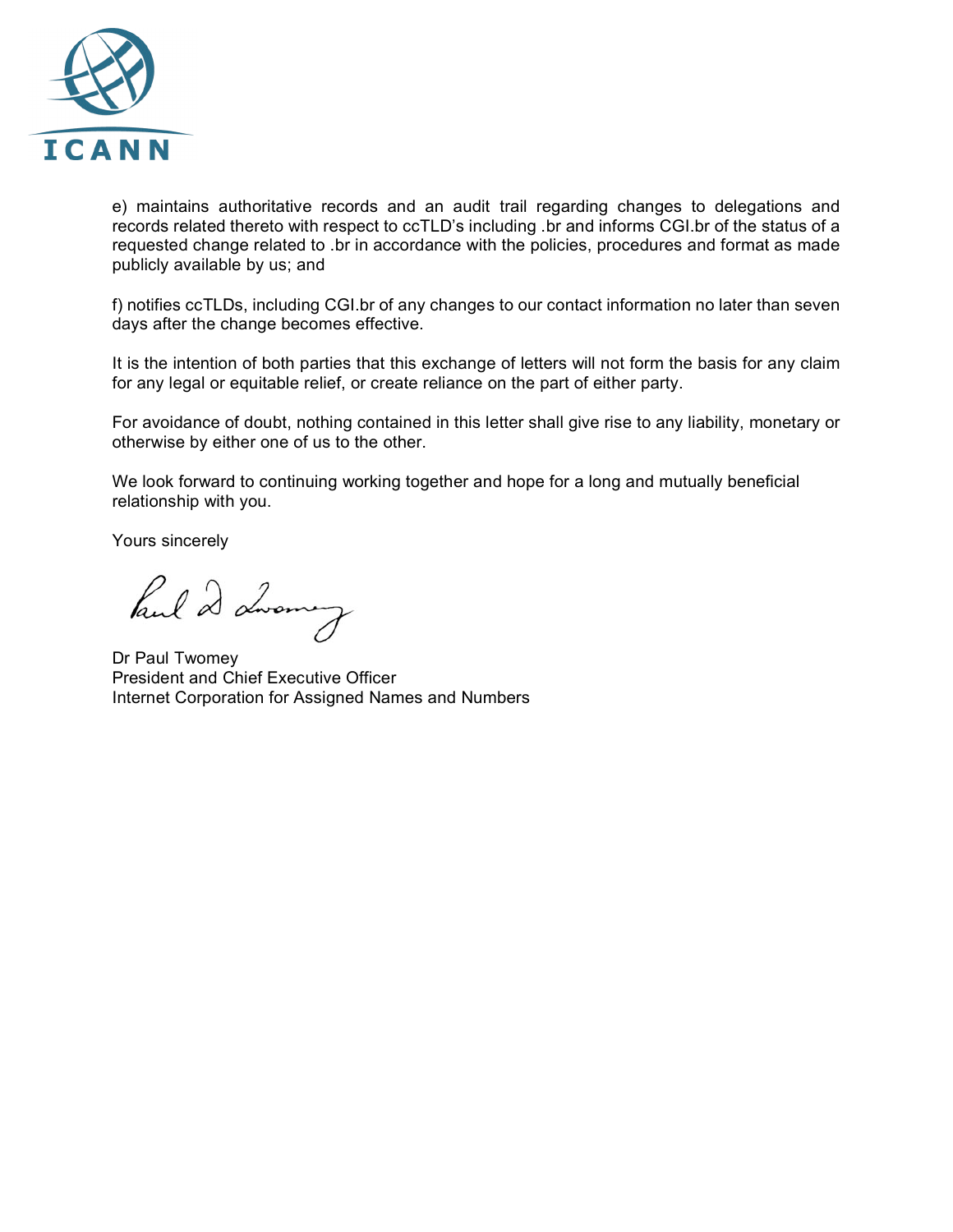e) maintains authoritative records and an audit trail regarding changes to delegations and records related thereto with respect to ccTLD's including .br and informs CGI.br of the status of a requested change related to .br in accordance with the policies, procedures and format as made publicly available by us; and

f) notifies ccTLDs, including CGI.br of any changes to our contact information no later than seven days after the change becomes effective.

It is the intention of both parties that this exchange of letters will not form the basis for any claim for any legal or equitable relief, or create reliance on the part of either party.

For avoidance of doubt, nothing contained in this letter shall give rise to any liability, monetary or otherwise by either one of us to the other.

We look forward to continuing working together and hope for a long and mutually beneficial relationship with you.

Yours sincerely

Dr Paul Twomey
President and Chief Executive Officer
Internet Corporation for Assigned Names and Numbers